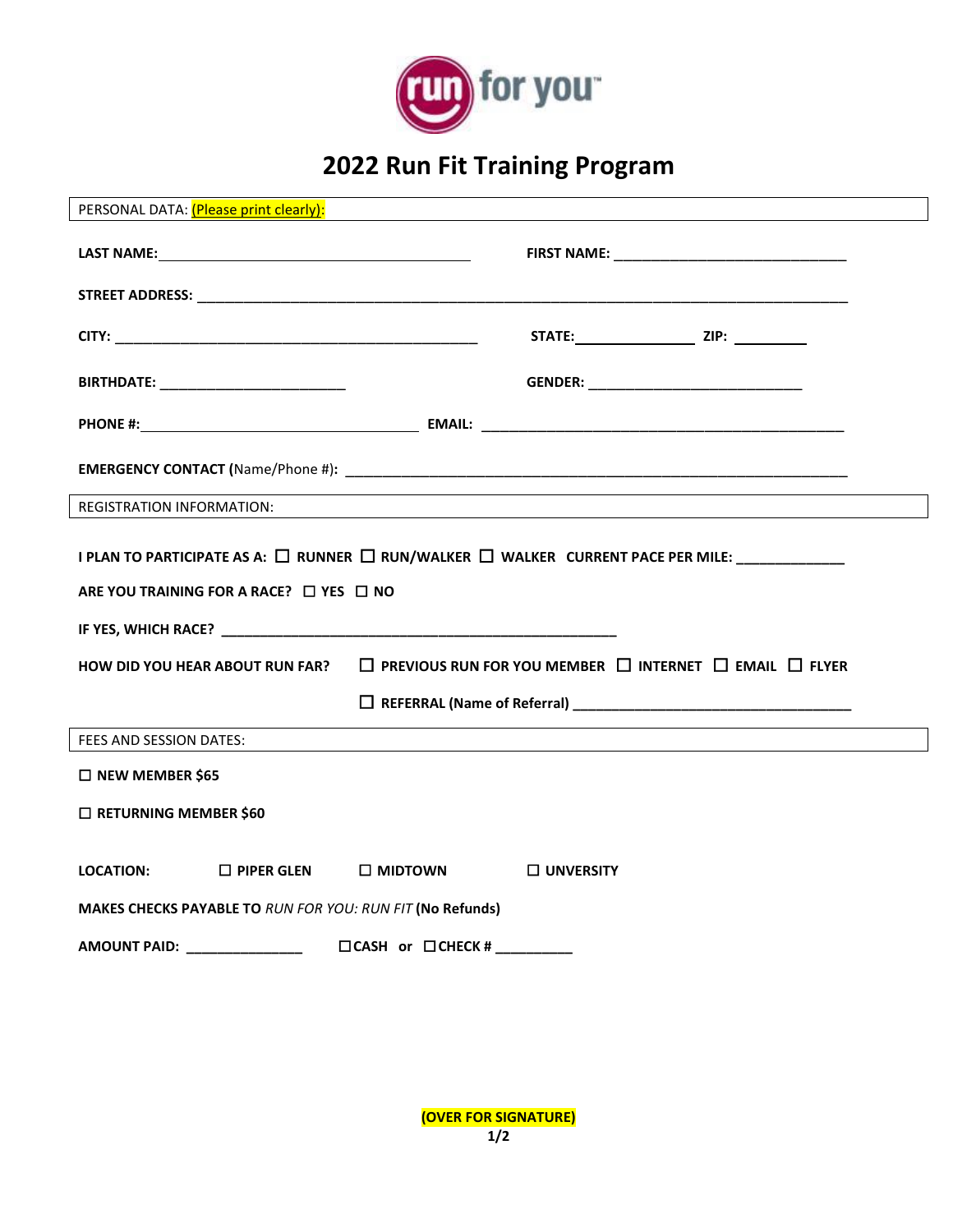run for you™

# 2022 Run Fit Training Program

PERSONAL DATA: (Please print clearly):

**LAST NAME:** ______________________________ **FIRST NAME:** ______________________________

**STREET ADDRESS:** ____________________________________________________________

**CITY:** ______________________________ **STATE:** ______________ **ZIP:** __________

**BIRTHDATE:** ________________________ **GENDER:** ____________________________

**PHONE #:** ______________________________ **EMAIL:** ________________________________________

**EMERGENCY CONTACT (**Name/Phone #)**:** ____________________________________________________________

REGISTRATION INFORMATION:

**I PLAN TO PARTICIPATE AS A:** ☐ **RUNNER** ☐ **RUN/WALKER** ☐ **WALKER** **CURRENT PACE PER MILE:** ______________

**ARE YOU TRAINING FOR A RACE?** ☐ **YES** ☐ **NO**

**IF YES, WHICH RACE?** ____________________________________________________

**HOW DID YOU HEAR ABOUT RUN FAR?** ☐ **PREVIOUS RUN FOR YOU MEMBER** ☐ **INTERNET** ☐ **EMAIL** ☐ **FLYER**

☐ **REFERRAL (Name of Referral)** ____________________________________

FEES AND SESSION DATES:

☐ **NEW MEMBER $65**

☐ **RETURNING MEMBER $60**

**LOCATION:** ☐ **PIPER GLEN** ☐ **MIDTOWN** ☐ **UNVERSITY**

**MAKES CHECKS PAYABLE TO** ***RUN FOR YOU: RUN FIT*** **(No Refunds)**

**AMOUNT PAID:** _______________ ☐**CASH or** ☐**CHECK #** __________

**(OVER FOR SIGNATURE)**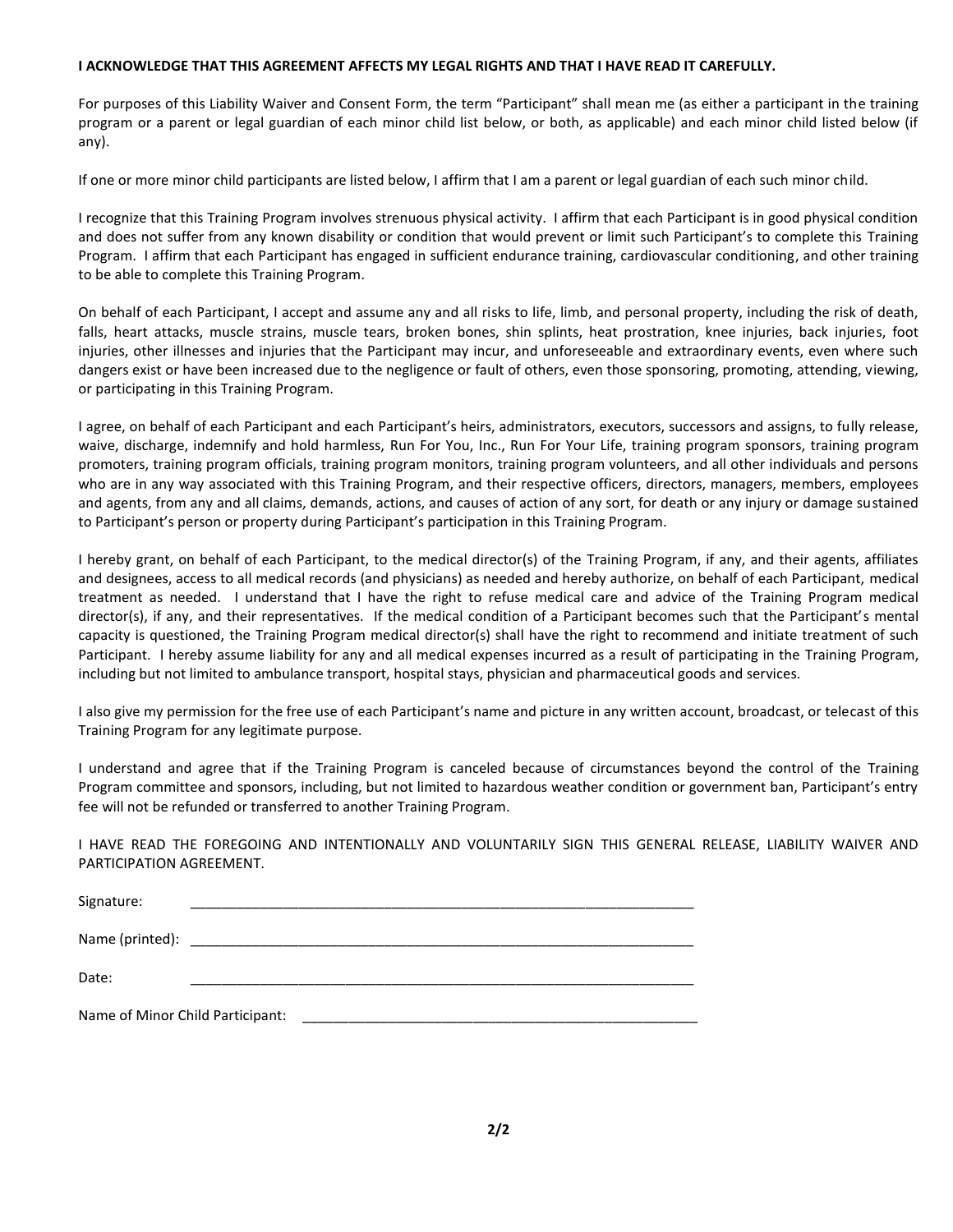**I ACKNOWLEDGE THAT THIS AGREEMENT AFFECTS MY LEGAL RIGHTS AND THAT I HAVE READ IT CAREFULLY.**

For purposes of this Liability Waiver and Consent Form, the term "Participant" shall mean me (as either a participant in the training program or a parent or legal guardian of each minor child list below, or both, as applicable) and each minor child listed below (if any).

If one or more minor child participants are listed below, I affirm that I am a parent or legal guardian of each such minor child.

I recognize that this Training Program involves strenuous physical activity. I affirm that each Participant is in good physical condition and does not suffer from any known disability or condition that would prevent or limit such Participant's to complete this Training Program. I affirm that each Participant has engaged in sufficient endurance training, cardiovascular conditioning, and other training to be able to complete this Training Program.

On behalf of each Participant, I accept and assume any and all risks to life, limb, and personal property, including the risk of death, falls, heart attacks, muscle strains, muscle tears, broken bones, shin splints, heat prostration, knee injuries, back injuries, foot injuries, other illnesses and injuries that the Participant may incur, and unforeseeable and extraordinary events, even where such dangers exist or have been increased due to the negligence or fault of others, even those sponsoring, promoting, attending, viewing, or participating in this Training Program.

I agree, on behalf of each Participant and each Participant's heirs, administrators, executors, successors and assigns, to fully release, waive, discharge, indemnify and hold harmless, Run For You, Inc., Run For Your Life, training program sponsors, training program promoters, training program officials, training program monitors, training program volunteers, and all other individuals and persons who are in any way associated with this Training Program, and their respective officers, directors, managers, members, employees and agents, from any and all claims, demands, actions, and causes of action of any sort, for death or any injury or damage sustained to Participant's person or property during Participant's participation in this Training Program.

I hereby grant, on behalf of each Participant, to the medical director(s) of the Training Program, if any, and their agents, affiliates and designees, access to all medical records (and physicians) as needed and hereby authorize, on behalf of each Participant, medical treatment as needed. I understand that I have the right to refuse medical care and advice of the Training Program medical director(s), if any, and their representatives. If the medical condition of a Participant becomes such that the Participant's mental capacity is questioned, the Training Program medical director(s) shall have the right to recommend and initiate treatment of such Participant. I hereby assume liability for any and all medical expenses incurred as a result of participating in the Training Program, including but not limited to ambulance transport, hospital stays, physician and pharmaceutical goods and services.

I also give my permission for the free use of each Participant's name and picture in any written account, broadcast, or telecast of this Training Program for any legitimate purpose.

I understand and agree that if the Training Program is canceled because of circumstances beyond the control of the Training Program committee and sponsors, including, but not limited to hazardous weather condition or government ban, Participant's entry fee will not be refunded or transferred to another Training Program.

I HAVE READ THE FOREGOING AND INTENTIONALLY AND VOLUNTARILY SIGN THIS GENERAL RELEASE, LIABILITY WAIVER AND PARTICIPATION AGREEMENT.

Signature: ____________________________________________________________________

Name (printed): ____________________________________________________________________

Date: ____________________________________________________________________

Name of Minor Child Participant: ____________________________________________________